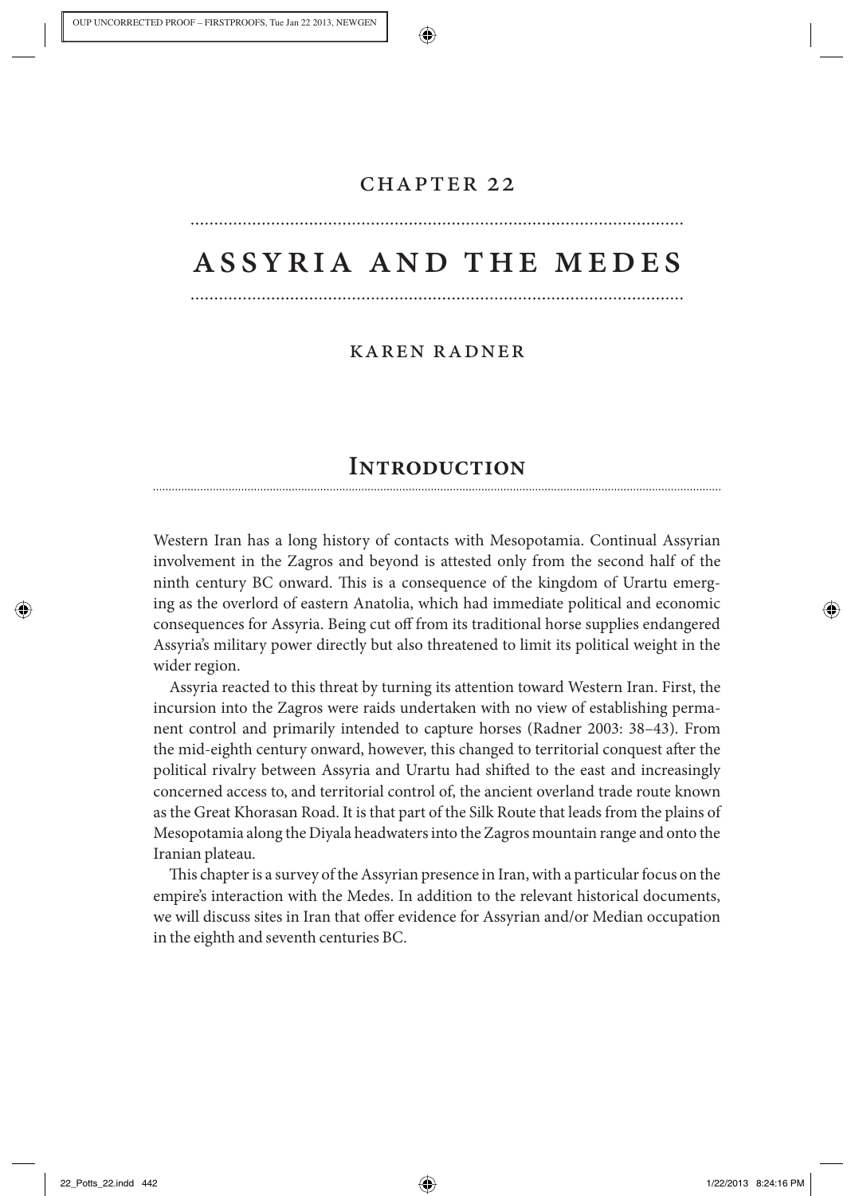# CHAPTER 22

# ASSYRIA AND THE MEDES

KAREN RADNER

## INTRODUCTION

Western Iran has a long history of contacts with Mesopotamia. Continual Assyrian involvement in the Zagros and beyond is attested only from the second half of the ninth century BC onward. This is a consequence of the kingdom of Urartu emerging as the overlord of eastern Anatolia, which had immediate political and economic consequences for Assyria. Being cut off from its traditional horse supplies endangered Assyria's military power directly but also threatened to limit its political weight in the wider region.

Assyria reacted to this threat by turning its attention toward Western Iran. First, the incursion into the Zagros were raids undertaken with no view of establishing permanent control and primarily intended to capture horses (Radner 2003: 38–43). From the mid-eighth century onward, however, this changed to territorial conquest after the political rivalry between Assyria and Urartu had shifted to the east and increasingly concerned access to, and territorial control of, the ancient overland trade route known as the Great Khorasan Road. It is that part of the Silk Route that leads from the plains of Mesopotamia along the Diyala headwaters into the Zagros mountain range and onto the Iranian plateau.

This chapter is a survey of the Assyrian presence in Iran, with a particular focus on the empire's interaction with the Medes. In addition to the relevant historical documents, we will discuss sites in Iran that offer evidence for Assyrian and/or Median occupation in the eighth and seventh centuries BC.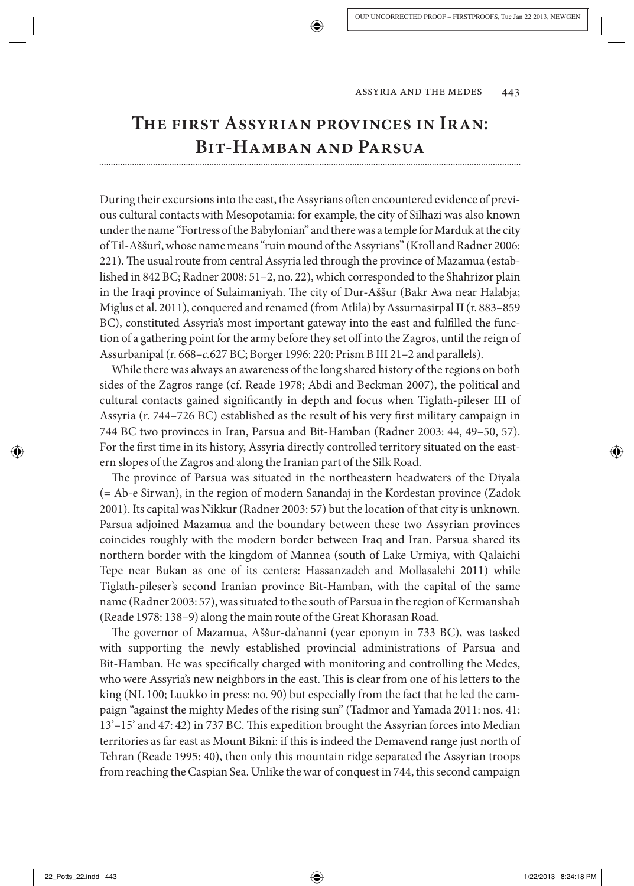## The first Assyrian provinces in Iran: Bit-Hamban and Parsua

During their excursions into the east, the Assyrians often encountered evidence of previous cultural contacts with Mesopotamia: for example, the city of Silhazi was also known under the name "Fortress of the Babylonian" and there was a temple for Marduk at the city of Til-Aššurî, whose name means "ruin mound of the Assyrians" (Kroll and Radner 2006: 221). The usual route from central Assyria led through the province of Mazamua (established in 842 BC; Radner 2008: 51–2, no. 22), which corresponded to the Shahrizor plain in the Iraqi province of Sulaimaniyah. The city of Dur-Aššur (Bakr Awa near Halabja; Miglus et al. 2011), conquered and renamed (from Atlila) by Assurnasirpal II (r. 883–859 BC), constituted Assyria's most important gateway into the east and fulfilled the function of a gathering point for the army before they set off into the Zagros, until the reign of Assurbanipal (r. 668–*c*.627 BC; Borger 1996: 220: Prism B III 21–2 and parallels).

While there was always an awareness of the long shared history of the regions on both sides of the Zagros range (cf. Reade 1978; Abdi and Beckman 2007), the political and cultural contacts gained significantly in depth and focus when Tiglath-pileser III of Assyria (r. 744–726 BC) established as the result of his very first military campaign in 744 BC two provinces in Iran, Parsua and Bit-Hamban (Radner 2003: 44, 49–50, 57). For the first time in its history, Assyria directly controlled territory situated on the eastern slopes of the Zagros and along the Iranian part of the Silk Road.

The province of Parsua was situated in the northeastern headwaters of the Diyala (= Ab-e Sirwan), in the region of modern Sanandaj in the Kordestan province (Zadok 2001). Its capital was Nikkur (Radner 2003: 57) but the location of that city is unknown. Parsua adjoined Mazamua and the boundary between these two Assyrian provinces coincides roughly with the modern border between Iraq and Iran. Parsua shared its northern border with the kingdom of Mannea (south of Lake Urmiya, with Qalaichi Tepe near Bukan as one of its centers: Hassanzadeh and Mollasalehi 2011) while Tiglath-pileser's second Iranian province Bit-Hamban, with the capital of the same name (Radner 2003: 57), was situated to the south of Parsua in the region of Kermanshah (Reade 1978: 138–9) along the main route of the Great Khorasan Road.

The governor of Mazamua, Aššur-da'nanni (year eponym in 733 BC), was tasked with supporting the newly established provincial administrations of Parsua and Bit-Hamban. He was specifically charged with monitoring and controlling the Medes, who were Assyria's new neighbors in the east. This is clear from one of his letters to the king (NL 100; Luukko in press: no. 90) but especially from the fact that he led the campaign "against the mighty Medes of the rising sun" (Tadmor and Yamada 2011: nos. 41: 13'–15' and 47: 42) in 737 BC. This expedition brought the Assyrian forces into Median territories as far east as Mount Bikni: if this is indeed the Demavend range just north of Tehran (Reade 1995: 40), then only this mountain ridge separated the Assyrian troops from reaching the Caspian Sea. Unlike the war of conquest in 744, this second campaign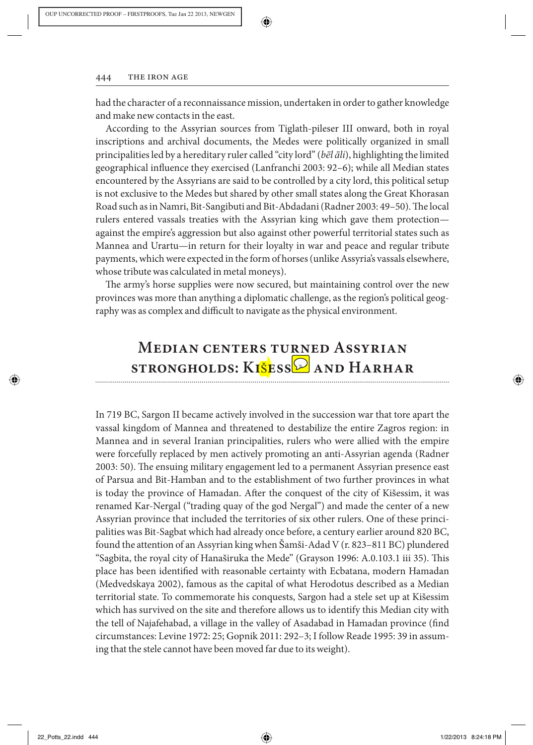had the character of a reconnaissance mission, undertaken in order to gather knowledge and make new contacts in the east.

According to the Assyrian sources from Tiglath-pileser III onward, both in royal inscriptions and archival documents, the Medes were politically organized in small principalities led by a hereditary ruler called "city lord" (*bēl āli*), highlighting the limited geographical influence they exercised (Lanfranchi 2003: 92–6); while all Median states encountered by the Assyrians are said to be controlled by a city lord, this political setup is not exclusive to the Medes but shared by other small states along the Great Khorasan Road such as in Namri, Bit-Sangibuti and Bit-Abdadani (Radner 2003: 49–50). The local rulers entered vassals treaties with the Assyrian king which gave them protection—against the empire's aggression but also against other powerful territorial states such as Mannea and Urartu—in return for their loyalty in war and peace and regular tribute payments, which were expected in the form of horses (unlike Assyria's vassals elsewhere, whose tribute was calculated in metal moneys).

The army's horse supplies were now secured, but maintaining control over the new provinces was more than anything a diplomatic challenge, as the region's political geography was as complex and difficult to navigate as the physical environment.

## Median centers turned Assyrian strongholds: Kišessim and Harhar

In 719 BC, Sargon II became actively involved in the succession war that tore apart the vassal kingdom of Mannea and threatened to destabilize the entire Zagros region: in Mannea and in several Iranian principalities, rulers who were allied with the empire were forcefully replaced by men actively promoting an anti-Assyrian agenda (Radner 2003: 50). The ensuing military engagement led to a permanent Assyrian presence east of Parsua and Bit-Hamban and to the establishment of two further provinces in what is today the province of Hamadan. After the conquest of the city of Kišessim, it was renamed Kar-Nergal ("trading quay of the god Nergal") and made the center of a new Assyrian province that included the territories of six other rulers. One of these principalities was Bit-Sagbat which had already once before, a century earlier around 820 BC, found the attention of an Assyrian king when Šamši-Adad V (r. 823–811 BC) plundered "Sagbita, the royal city of Hanaširuka the Mede" (Grayson 1996: A.0.103.1 iii 35). This place has been identified with reasonable certainty with Ecbatana, modern Hamadan (Medvedskaya 2002), famous as the capital of what Herodotus described as a Median territorial state. To commemorate his conquests, Sargon had a stele set up at Kišessim which has survived on the site and therefore allows us to identify this Median city with the tell of Najafehabad, a village in the valley of Asadabad in Hamadan province (find circumstances: Levine 1972: 25; Gopnik 2011: 292–3; I follow Reade 1995: 39 in assuming that the stele cannot have been moved far due to its weight).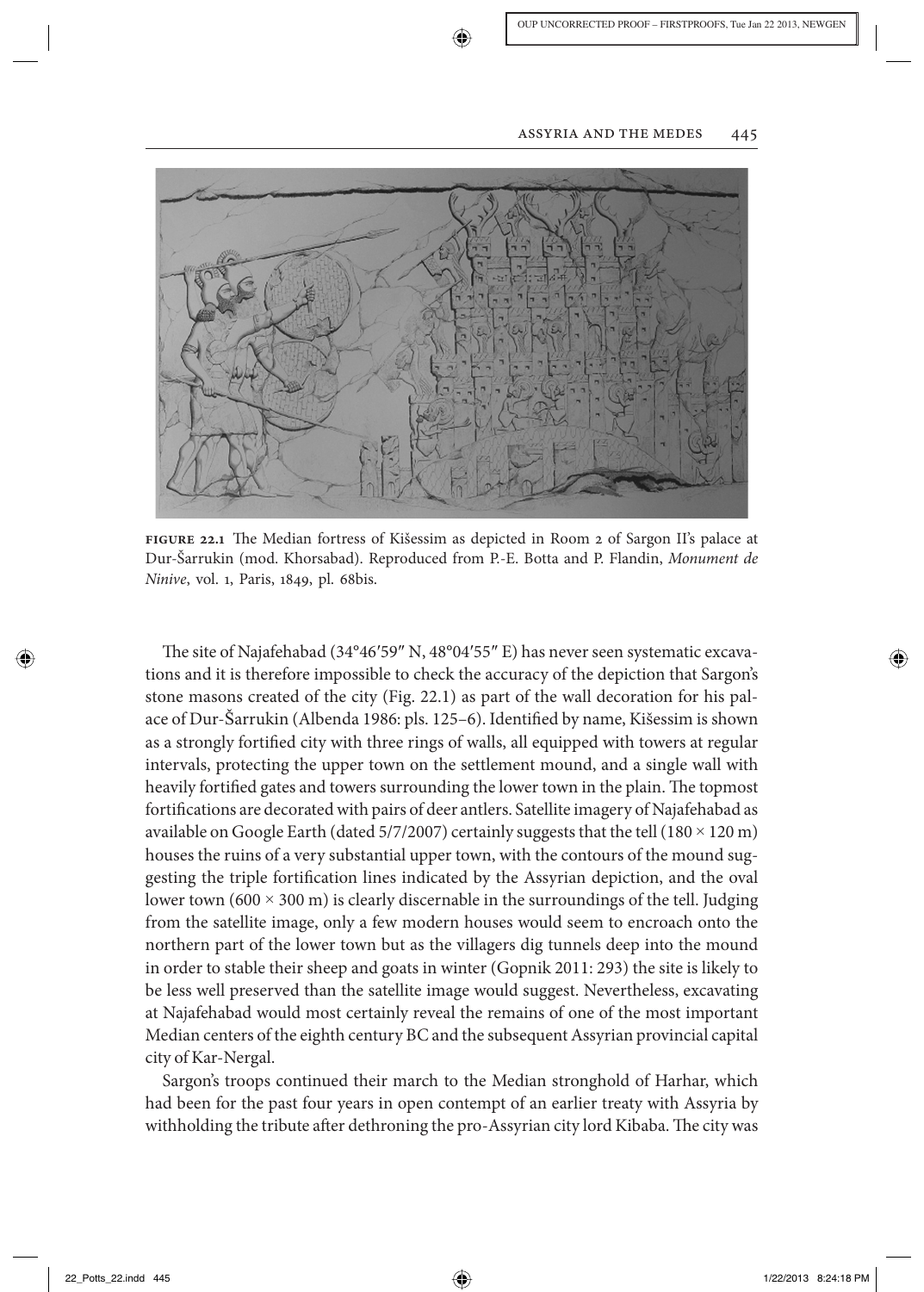**FIGURE 22.1** The Median fortress of Kišessim as depicted in Room 2 of Sargon II's palace at Dur-Šarrukin (mod. Khorsabad). Reproduced from P.-E. Botta and P. Flandin, *Monument de Ninive*, vol. 1, Paris, 1849, pl. 68bis.

The site of Najafehabad (34°46′59″ N, 48°04′55″ E) has never seen systematic excavations and it is therefore impossible to check the accuracy of the depiction that Sargon's stone masons created of the city (Fig. 22.1) as part of the wall decoration for his palace of Dur-Šarrukin (Albenda 1986: pls. 125–6). Identified by name, Kišessim is shown as a strongly fortified city with three rings of walls, all equipped with towers at regular intervals, protecting the upper town on the settlement mound, and a single wall with heavily fortified gates and towers surrounding the lower town in the plain. The topmost fortifications are decorated with pairs of deer antlers. Satellite imagery of Najafehabad as available on Google Earth (dated 5/7/2007) certainly suggests that the tell (180 × 120 m) houses the ruins of a very substantial upper town, with the contours of the mound suggesting the triple fortification lines indicated by the Assyrian depiction, and the oval lower town (600 × 300 m) is clearly discernable in the surroundings of the tell. Judging from the satellite image, only a few modern houses would seem to encroach onto the northern part of the lower town but as the villagers dig tunnels deep into the mound in order to stable their sheep and goats in winter (Gopnik 2011: 293) the site is likely to be less well preserved than the satellite image would suggest. Nevertheless, excavating at Najafehabad would most certainly reveal the remains of one of the most important Median centers of the eighth century BC and the subsequent Assyrian provincial capital city of Kar-Nergal.

Sargon's troops continued their march to the Median stronghold of Harhar, which had been for the past four years in open contempt of an earlier treaty with Assyria by withholding the tribute after dethroning the pro-Assyrian city lord Kibaba. The city was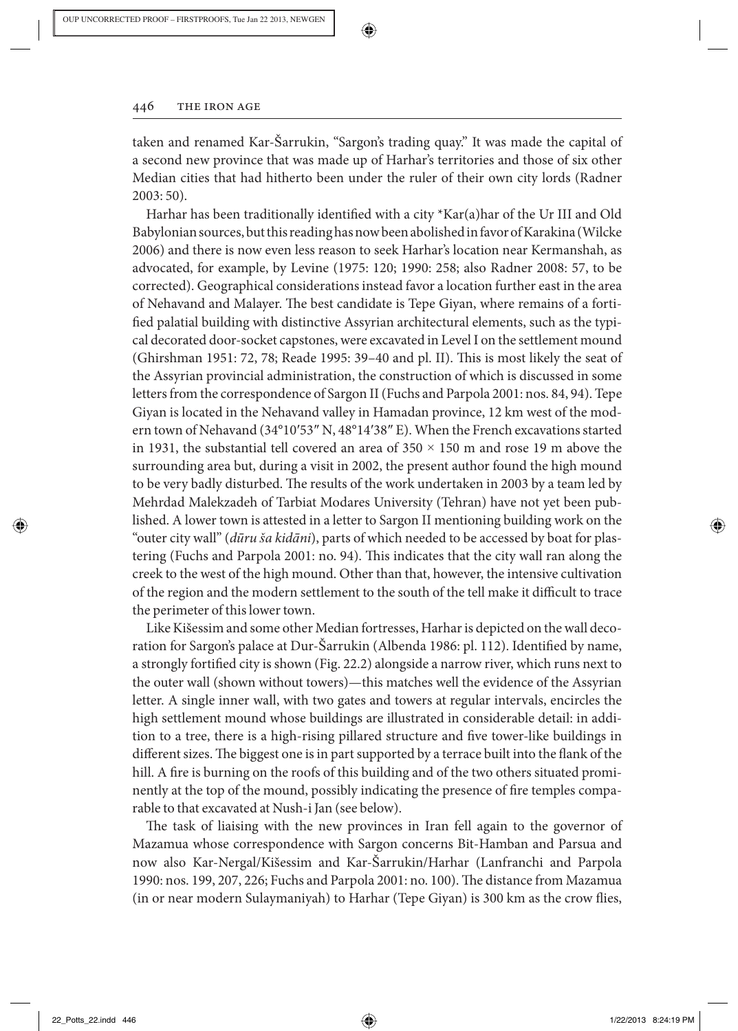taken and renamed Kar-Šarrukin, "Sargon's trading quay." It was made the capital of a second new province that was made up of Harhar's territories and those of six other Median cities that had hitherto been under the ruler of their own city lords (Radner 2003: 50).

Harhar has been traditionally identified with a city *Kar(a)har of the Ur III and Old Babylonian sources, but this reading has now been abolished in favor of Karakina (Wilcke 2006) and there is now even less reason to seek Harhar's location near Kermanshah, as advocated, for example, by Levine (1975: 120; 1990: 258; also Radner 2008: 57, to be corrected). Geographical considerations instead favor a location further east in the area of Nehavand and Malayer. The best candidate is Tepe Giyan, where remains of a fortified palatial building with distinctive Assyrian architectural elements, such as the typical decorated door-socket capstones, were excavated in Level I on the settlement mound (Ghirshman 1951: 72, 78; Reade 1995: 39–40 and pl. II). This is most likely the seat of the Assyrian provincial administration, the construction of which is discussed in some letters from the correspondence of Sargon II (Fuchs and Parpola 2001: nos. 84, 94). Tepe Giyan is located in the Nehavand valley in Hamadan province, 12 km west of the modern town of Nehavand (34°10′53″ N, 48°14′38″ E). When the French excavations started in 1931, the substantial tell covered an area of $350 \times 150$ m and rose 19 m above the surrounding area but, during a visit in 2002, the present author found the high mound to be very badly disturbed. The results of the work undertaken in 2003 by a team led by Mehrdad Malekzadeh of Tarbiat Modares University (Tehran) have not yet been published. A lower town is attested in a letter to Sargon II mentioning building work on the "outer city wall" (*dūru ša kidāni*), parts of which needed to be accessed by boat for plastering (Fuchs and Parpola 2001: no. 94). This indicates that the city wall ran along the creek to the west of the high mound. Other than that, however, the intensive cultivation of the region and the modern settlement to the south of the tell make it difficult to trace the perimeter of this lower town.

Like Kišessim and some other Median fortresses, Harhar is depicted on the wall decoration for Sargon's palace at Dur-Šarrukin (Albenda 1986: pl. 112). Identified by name, a strongly fortified city is shown (Fig. 22.2) alongside a narrow river, which runs next to the outer wall (shown without towers)—this matches well the evidence of the Assyrian letter. A single inner wall, with two gates and towers at regular intervals, encircles the high settlement mound whose buildings are illustrated in considerable detail: in addition to a tree, there is a high-rising pillared structure and five tower-like buildings in different sizes. The biggest one is in part supported by a terrace built into the flank of the hill. A fire is burning on the roofs of this building and of the two others situated prominently at the top of the mound, possibly indicating the presence of fire temples comparable to that excavated at Nush-i Jan (see below).

The task of liaising with the new provinces in Iran fell again to the governor of Mazamua whose correspondence with Sargon concerns Bit-Hamban and Parsua and now also Kar-Nergal/Kišessim and Kar-Šarrukin/Harhar (Lanfranchi and Parpola 1990: nos. 199, 207, 226; Fuchs and Parpola 2001: no. 100). The distance from Mazamua (in or near modern Sulaymaniyah) to Harhar (Tepe Giyan) is 300 km as the crow flies,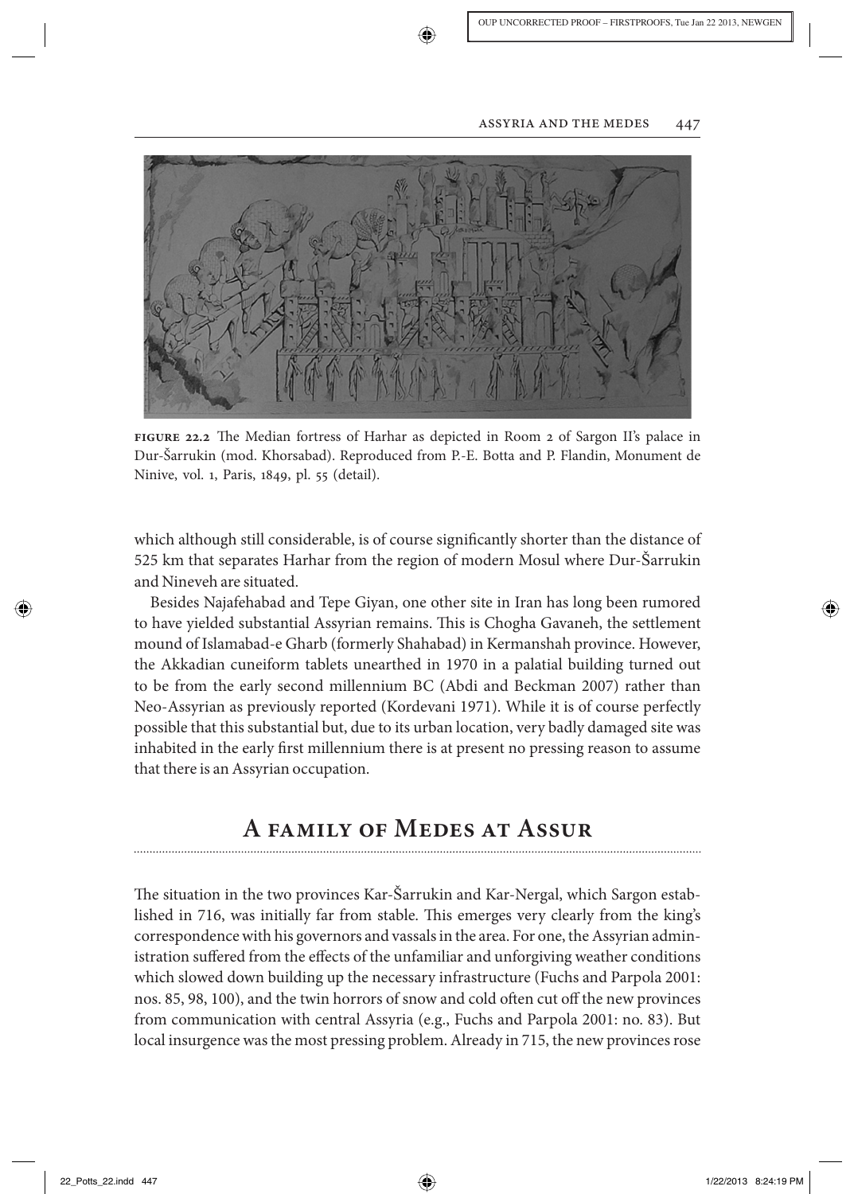FIGURE 22.2 The Median fortress of Harhar as depicted in Room 2 of Sargon II's palace in Dur-Šarrukin (mod. Khorsabad). Reproduced from P.-E. Botta and P. Flandin, Monument de Ninive, vol. 1, Paris, 1849, pl. 55 (detail).

which although still considerable, is of course significantly shorter than the distance of 525 km that separates Harhar from the region of modern Mosul where Dur-Šarrukin and Nineveh are situated.

Besides Najafehabad and Tepe Giyan, one other site in Iran has long been rumored to have yielded substantial Assyrian remains. This is Chogha Gavaneh, the settlement mound of Islamabad-e Gharb (formerly Shahabad) in Kermanshah province. However, the Akkadian cuneiform tablets unearthed in 1970 in a palatial building turned out to be from the early second millennium BC (Abdi and Beckman 2007) rather than Neo-Assyrian as previously reported (Kordevani 1971). While it is of course perfectly possible that this substantial but, due to its urban location, very badly damaged site was inhabited in the early first millennium there is at present no pressing reason to assume that there is an Assyrian occupation.

## A family of Medes at Assur

The situation in the two provinces Kar-Šarrukin and Kar-Nergal, which Sargon established in 716, was initially far from stable. This emerges very clearly from the king's correspondence with his governors and vassals in the area. For one, the Assyrian administration suffered from the effects of the unfamiliar and unforgiving weather conditions which slowed down building up the necessary infrastructure (Fuchs and Parpola 2001: nos. 85, 98, 100), and the twin horrors of snow and cold often cut off the new provinces from communication with central Assyria (e.g., Fuchs and Parpola 2001: no. 83). But local insurgence was the most pressing problem. Already in 715, the new provinces rose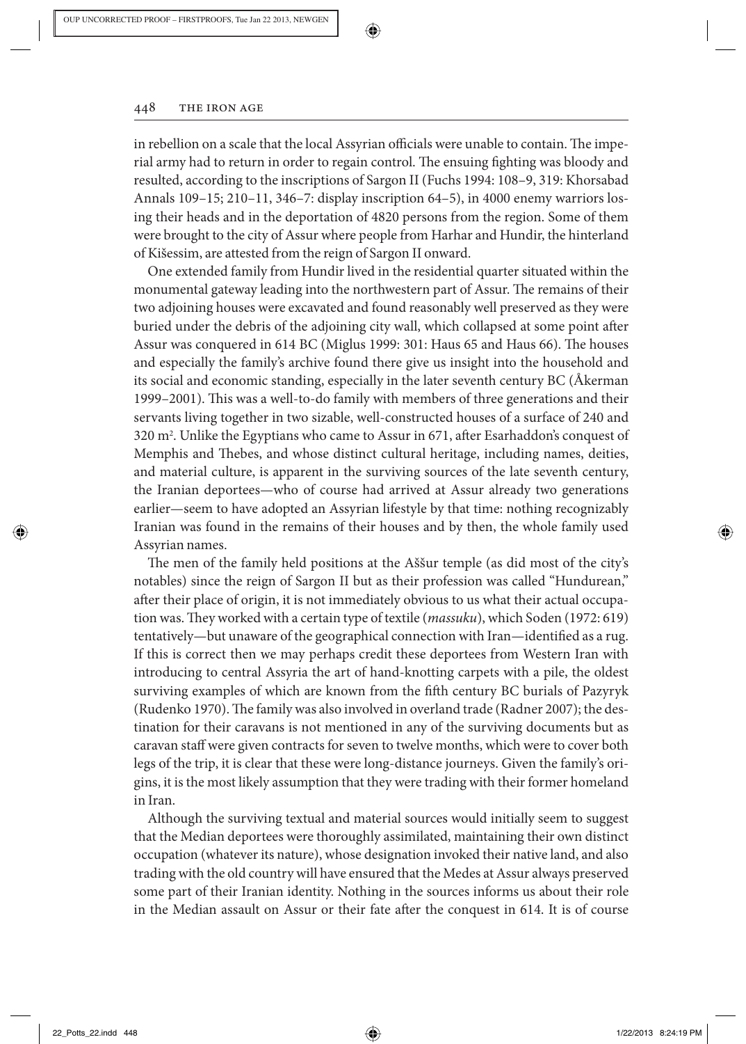in rebellion on a scale that the local Assyrian officials were unable to contain. The imperial army had to return in order to regain control. The ensuing fighting was bloody and resulted, according to the inscriptions of Sargon II (Fuchs 1994: 108–9, 319: Khorsabad Annals 109–15; 210–11, 346–7: display inscription 64–5), in 4000 enemy warriors losing their heads and in the deportation of 4820 persons from the region. Some of them were brought to the city of Assur where people from Harhar and Hundir, the hinterland of Kišessim, are attested from the reign of Sargon II onward.

One extended family from Hundir lived in the residential quarter situated within the monumental gateway leading into the northwestern part of Assur. The remains of their two adjoining houses were excavated and found reasonably well preserved as they were buried under the debris of the adjoining city wall, which collapsed at some point after Assur was conquered in 614 BC (Miglus 1999: 301: Haus 65 and Haus 66). The houses and especially the family's archive found there give us insight into the household and its social and economic standing, especially in the later seventh century BC (Åkerman 1999–2001). This was a well-to-do family with members of three generations and their servants living together in two sizable, well-constructed houses of a surface of 240 and 320 $m^2$. Unlike the Egyptians who came to Assur in 671, after Esarhaddon's conquest of Memphis and Thebes, and whose distinct cultural heritage, including names, deities, and material culture, is apparent in the surviving sources of the late seventh century, the Iranian deportees—who of course had arrived at Assur already two generations earlier—seem to have adopted an Assyrian lifestyle by that time: nothing recognizably Iranian was found in the remains of their houses and by then, the whole family used Assyrian names.

The men of the family held positions at the Aššur temple (as did most of the city's notables) since the reign of Sargon II but as their profession was called "Hundurean," after their place of origin, it is not immediately obvious to us what their actual occupation was. They worked with a certain type of textile (*massuku*), which Soden (1972: 619) tentatively—but unaware of the geographical connection with Iran—identified as a rug. If this is correct then we may perhaps credit these deportees from Western Iran with introducing to central Assyria the art of hand-knotting carpets with a pile, the oldest surviving examples of which are known from the fifth century BC burials of Pazyryk (Rudenko 1970). The family was also involved in overland trade (Radner 2007); the destination for their caravans is not mentioned in any of the surviving documents but as caravan staff were given contracts for seven to twelve months, which were to cover both legs of the trip, it is clear that these were long-distance journeys. Given the family's origins, it is the most likely assumption that they were trading with their former homeland in Iran.

Although the surviving textual and material sources would initially seem to suggest that the Median deportees were thoroughly assimilated, maintaining their own distinct occupation (whatever its nature), whose designation invoked their native land, and also trading with the old country will have ensured that the Medes at Assur always preserved some part of their Iranian identity. Nothing in the sources informs us about their role in the Median assault on Assur or their fate after the conquest in 614. It is of course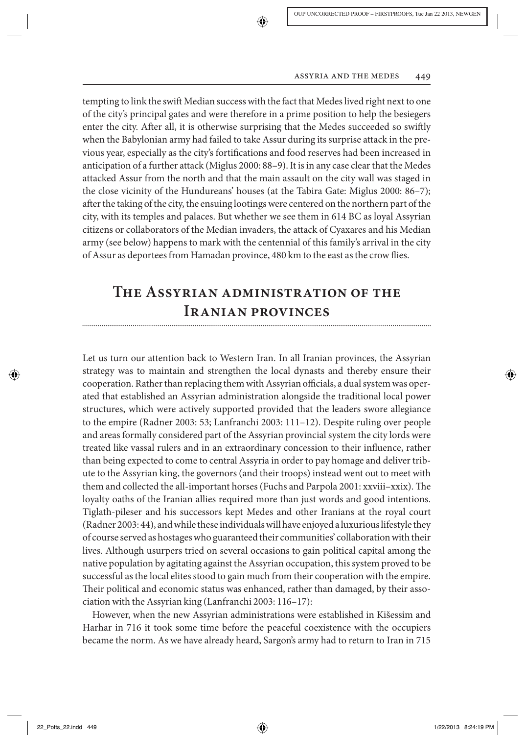tempting to link the swift Median success with the fact that Medes lived right next to one of the city's principal gates and were therefore in a prime position to help the besiegers enter the city. After all, it is otherwise surprising that the Medes succeeded so swiftly when the Babylonian army had failed to take Assur during its surprise attack in the previous year, especially as the city's fortifications and food reserves had been increased in anticipation of a further attack (Miglus 2000: 88–9). It is in any case clear that the Medes attacked Assur from the north and that the main assault on the city wall was staged in the close vicinity of the Hundureans' houses (at the Tabira Gate: Miglus 2000: 86–7); after the taking of the city, the ensuing lootings were centered on the northern part of the city, with its temples and palaces. But whether we see them in 614 BC as loyal Assyrian citizens or collaborators of the Median invaders, the attack of Cyaxares and his Median army (see below) happens to mark with the centennial of this family's arrival in the city of Assur as deportees from Hamadan province, 480 km to the east as the crow flies.

## The Assyrian administration of the Iranian provinces

Let us turn our attention back to Western Iran. In all Iranian provinces, the Assyrian strategy was to maintain and strengthen the local dynasts and thereby ensure their cooperation. Rather than replacing them with Assyrian officials, a dual system was operated that established an Assyrian administration alongside the traditional local power structures, which were actively supported provided that the leaders swore allegiance to the empire (Radner 2003: 53; Lanfranchi 2003: 111–12). Despite ruling over people and areas formally considered part of the Assyrian provincial system the city lords were treated like vassal rulers and in an extraordinary concession to their influence, rather than being expected to come to central Assyria in order to pay homage and deliver tribute to the Assyrian king, the governors (and their troops) instead went out to meet with them and collected the all-important horses (Fuchs and Parpola 2001: xxviii–xxix). The loyalty oaths of the Iranian allies required more than just words and good intentions. Tiglath-pileser and his successors kept Medes and other Iranians at the royal court (Radner 2003: 44), and while these individuals will have enjoyed a luxurious lifestyle they of course served as hostages who guaranteed their communities' collaboration with their lives. Although usurpers tried on several occasions to gain political capital among the native population by agitating against the Assyrian occupation, this system proved to be successful as the local elites stood to gain much from their cooperation with the empire. Their political and economic status was enhanced, rather than damaged, by their association with the Assyrian king (Lanfranchi 2003: 116–17):

However, when the new Assyrian administrations were established in Kišessim and Harhar in 716 it took some time before the peaceful coexistence with the occupiers became the norm. As we have already heard, Sargon's army had to return to Iran in 715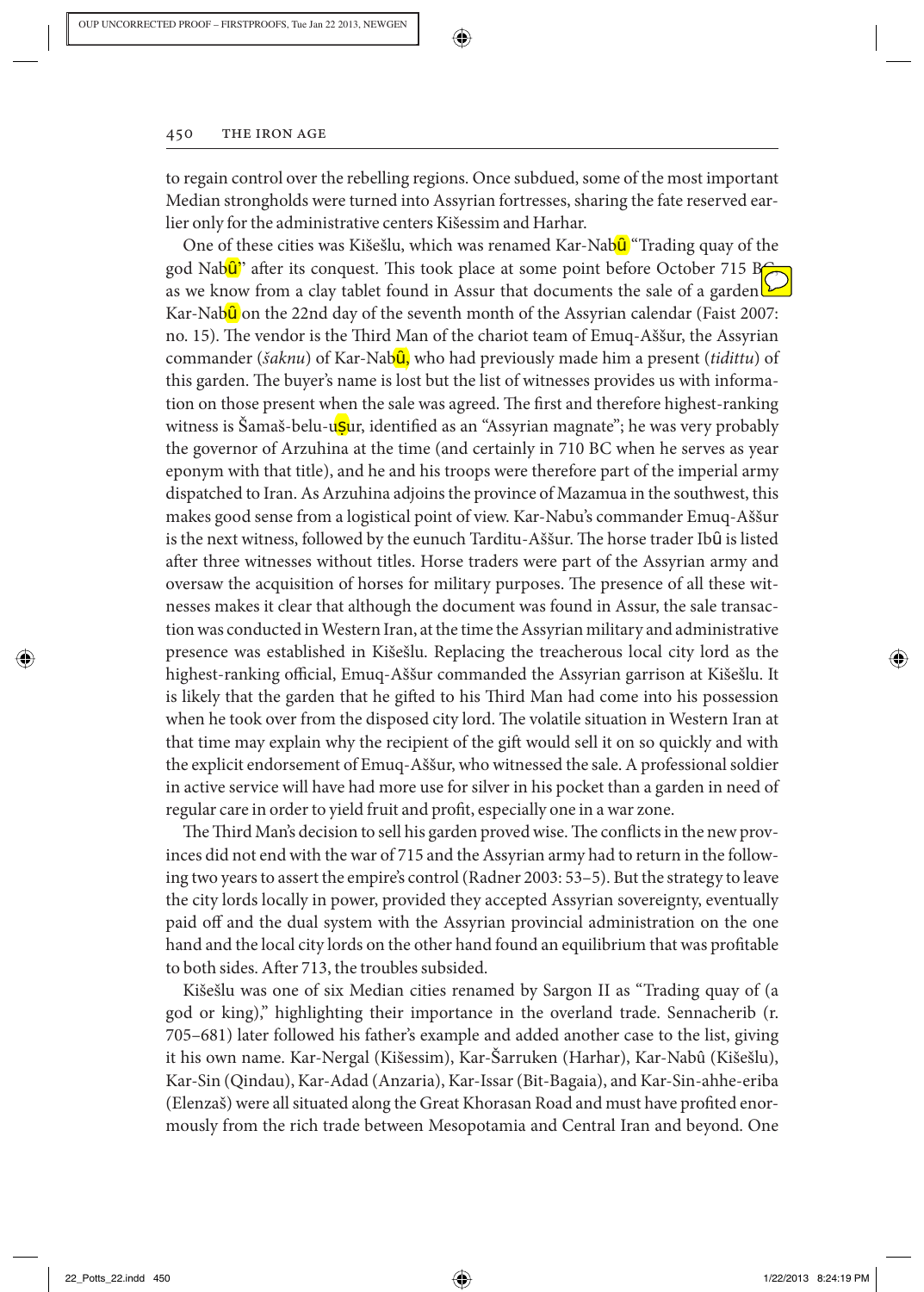to regain control over the rebelling regions. Once subdued, some of the most important Median strongholds were turned into Assyrian fortresses, sharing the fate reserved earlier only for the administrative centers Kišessim and Harhar.

One of these cities was Kišešlu, which was renamed Kar-Nabû "Trading quay of the god Nabû" after its conquest. This took place at some point before October 715 BC, as we know from a clay tablet found in Assur that documents the sale of a garden in Kar-Nabû on the 22nd day of the seventh month of the Assyrian calendar (Faist 2007: no. 15). The vendor is the Third Man of the chariot team of Emuq-Aššur, the Assyrian commander (*šaknu*) of Kar-Nabû, who had previously made him a present (*tidittu*) of this garden. The buyer's name is lost but the list of witnesses provides us with information on those present when the sale was agreed. The first and therefore highest-ranking witness is Šamaš-belu-uṣur, identified as an "Assyrian magnate"; he was very probably the governor of Arzuhina at the time (and certainly in 710 BC when he serves as year eponym with that title), and he and his troops were therefore part of the imperial army dispatched to Iran. As Arzuhina adjoins the province of Mazamua in the southwest, this makes good sense from a logistical point of view. Kar-Nabu's commander Emuq-Aššur is the next witness, followed by the eunuch Tarditu-Aššur. The horse trader Ibû is listed after three witnesses without titles. Horse traders were part of the Assyrian army and oversaw the acquisition of horses for military purposes. The presence of all these witnesses makes it clear that although the document was found in Assur, the sale transaction was conducted in Western Iran, at the time the Assyrian military and administrative presence was established in Kišešlu. Replacing the treacherous local city lord as the highest-ranking official, Emuq-Aššur commanded the Assyrian garrison at Kišešlu. It is likely that the garden that he gifted to his Third Man had come into his possession when he took over from the disposed city lord. The volatile situation in Western Iran at that time may explain why the recipient of the gift would sell it on so quickly and with the explicit endorsement of Emuq-Aššur, who witnessed the sale. A professional soldier in active service will have had more use for silver in his pocket than a garden in need of regular care in order to yield fruit and profit, especially one in a war zone.

The Third Man's decision to sell his garden proved wise. The conflicts in the new provinces did not end with the war of 715 and the Assyrian army had to return in the following two years to assert the empire's control (Radner 2003: 53–5). But the strategy to leave the city lords locally in power, provided they accepted Assyrian sovereignty, eventually paid off and the dual system with the Assyrian provincial administration on the one hand and the local city lords on the other hand found an equilibrium that was profitable to both sides. After 713, the troubles subsided.

Kišešlu was one of six Median cities renamed by Sargon II as "Trading quay of (a god or king)," highlighting their importance in the overland trade. Sennacherib (r. 705–681) later followed his father's example and added another case to the list, giving it his own name. Kar-Nergal (Kišessim), Kar-Šarruken (Harhar), Kar-Nabû (Kišešlu), Kar-Sin (Qindau), Kar-Adad (Anzaria), Kar-Issar (Bit-Bagaia), and Kar-Sin-ahhe-eriba (Elenzaš) were all situated along the Great Khorasan Road and must have profited enormously from the rich trade between Mesopotamia and Central Iran and beyond. One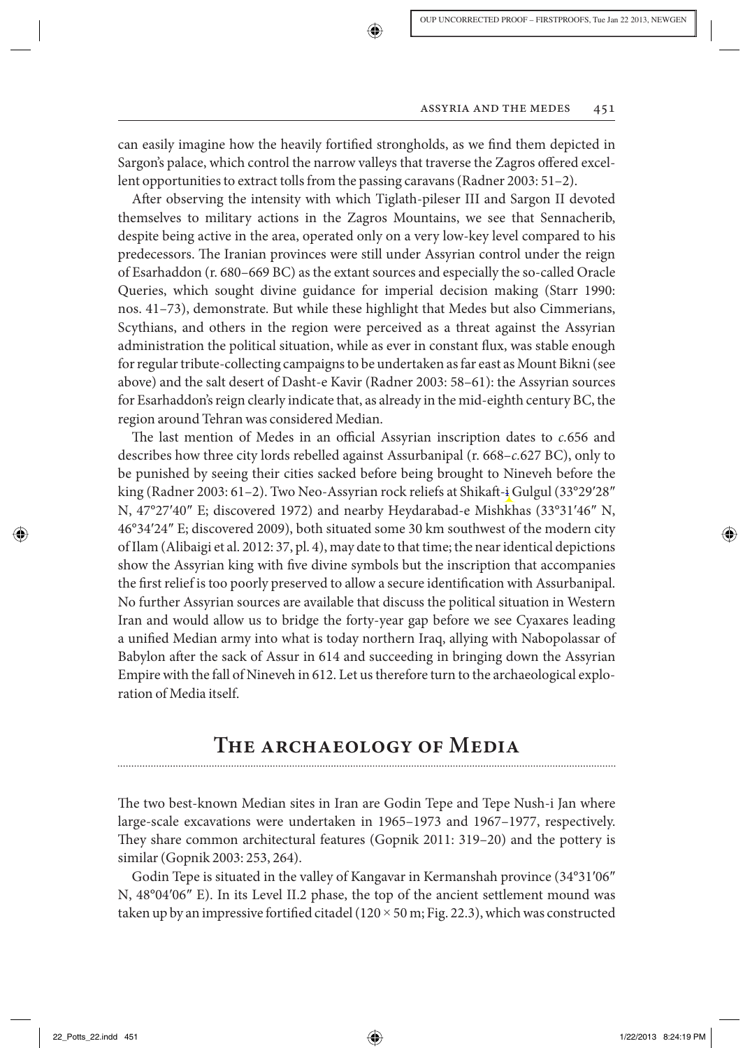can easily imagine how the heavily fortified strongholds, as we find them depicted in Sargon's palace, which control the narrow valleys that traverse the Zagros offered excellent opportunities to extract tolls from the passing caravans (Radner 2003: 51–2).

After observing the intensity with which Tiglath-pileser III and Sargon II devoted themselves to military actions in the Zagros Mountains, we see that Sennacherib, despite being active in the area, operated only on a very low-key level compared to his predecessors. The Iranian provinces were still under Assyrian control under the reign of Esarhaddon (r. 680–669 BC) as the extant sources and especially the so-called Oracle Queries, which sought divine guidance for imperial decision making (Starr 1990: nos. 41–73), demonstrate. But while these highlight that Medes but also Cimmerians, Scythians, and others in the region were perceived as a threat against the Assyrian administration the political situation, while as ever in constant flux, was stable enough for regular tribute-collecting campaigns to be undertaken as far east as Mount Bikni (see above) and the salt desert of Dasht-e Kavir (Radner 2003: 58–61): the Assyrian sources for Esarhaddon's reign clearly indicate that, as already in the mid-eighth century BC, the region around Tehran was considered Median.

The last mention of Medes in an official Assyrian inscription dates to *c.*656 and describes how three city lords rebelled against Assurbanipal (r. 668–*c.*627 BC), only to be punished by seeing their cities sacked before being brought to Nineveh before the king (Radner 2003: 61–2). Two Neo-Assyrian rock reliefs at Shikaft-i Gulgul (33°29′28″ N, 47°27′40″ E; discovered 1972) and nearby Heydarabad-e Mishkhas (33°31′46″ N, 46°34′24″ E; discovered 2009), both situated some 30 km southwest of the modern city of Ilam (Alibaigi et al. 2012: 37, pl. 4), may date to that time; the near identical depictions show the Assyrian king with five divine symbols but the inscription that accompanies the first relief is too poorly preserved to allow a secure identification with Assurbanipal. No further Assyrian sources are available that discuss the political situation in Western Iran and would allow us to bridge the forty-year gap before we see Cyaxares leading a unified Median army into what is today northern Iraq, allying with Nabopolassar of Babylon after the sack of Assur in 614 and succeeding in bringing down the Assyrian Empire with the fall of Nineveh in 612. Let us therefore turn to the archaeological exploration of Media itself.

## The archaeology of Media

The two best-known Median sites in Iran are Godin Tepe and Tepe Nush-i Jan where large-scale excavations were undertaken in 1965–1973 and 1967–1977, respectively. They share common architectural features (Gopnik 2011: 319–20) and the pottery is similar (Gopnik 2003: 253, 264).

Godin Tepe is situated in the valley of Kangavar in Kermanshah province (34°31′06″ N, 48°04′06″ E). In its Level II.2 phase, the top of the ancient settlement mound was taken up by an impressive fortified citadel (120 × 50 m; Fig. 22.3), which was constructed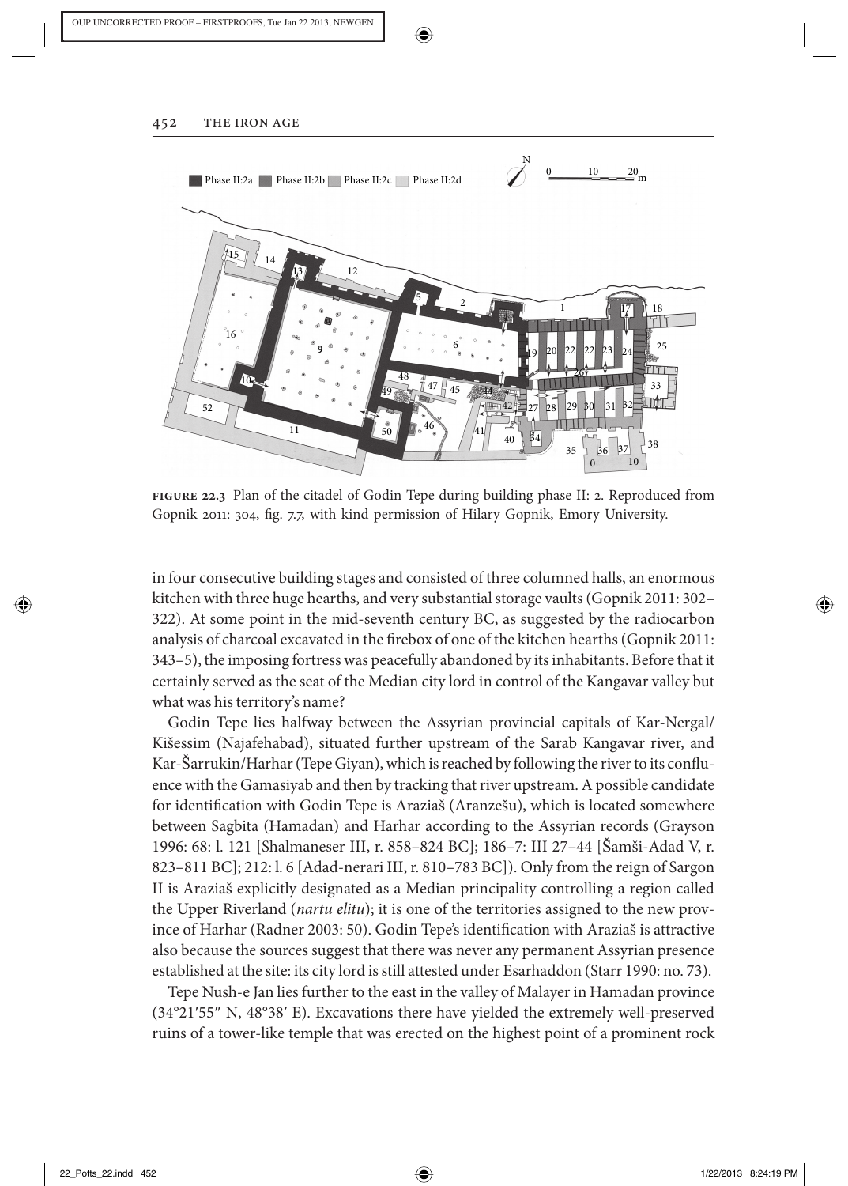**FIGURE 22.3** Plan of the citadel of Godin Tepe during building phase II: 2. Reproduced from Gopnik 2011: 304, fig. 7.7, with kind permission of Hilary Gopnik, Emory University.

in four consecutive building stages and consisted of three columned halls, an enormous kitchen with three huge hearths, and very substantial storage vaults (Gopnik 2011: 302–322). At some point in the mid-seventh century BC, as suggested by the radiocarbon analysis of charcoal excavated in the firebox of one of the kitchen hearths (Gopnik 2011: 343–5), the imposing fortress was peacefully abandoned by its inhabitants. Before that it certainly served as the seat of the Median city lord in control of the Kangavar valley but what was his territory's name?

Godin Tepe lies halfway between the Assyrian provincial capitals of Kar-Nergal/Kišessim (Najafehabad), situated further upstream of the Sarab Kangavar river, and Kar-Šarrukin/Harhar (Tepe Giyan), which is reached by following the river to its confluence with the Gamasiyab and then by tracking that river upstream. A possible candidate for identification with Godin Tepe is Araziaš (Aranzešu), which is located somewhere between Sagbita (Hamadan) and Harhar according to the Assyrian records (Grayson 1996: 68: l. 121 [Shalmaneser III, r. 858–824 BC]; 186–7: III 27–44 [Šamši-Adad V, r. 823–811 BC]; 212: l. 6 [Adad-nerari III, r. 810–783 BC]). Only from the reign of Sargon II is Araziaš explicitly designated as a Median principality controlling a region called the Upper Riverland (*nartu elitu*); it is one of the territories assigned to the new province of Harhar (Radner 2003: 50). Godin Tepe's identification with Araziaš is attractive also because the sources suggest that there was never any permanent Assyrian presence established at the site: its city lord is still attested under Esarhaddon (Starr 1990: no. 73).

Tepe Nush-e Jan lies further to the east in the valley of Malayer in Hamadan province (34°21′55″ N, 48°38′ E). Excavations there have yielded the extremely well-preserved ruins of a tower-like temple that was erected on the highest point of a prominent rock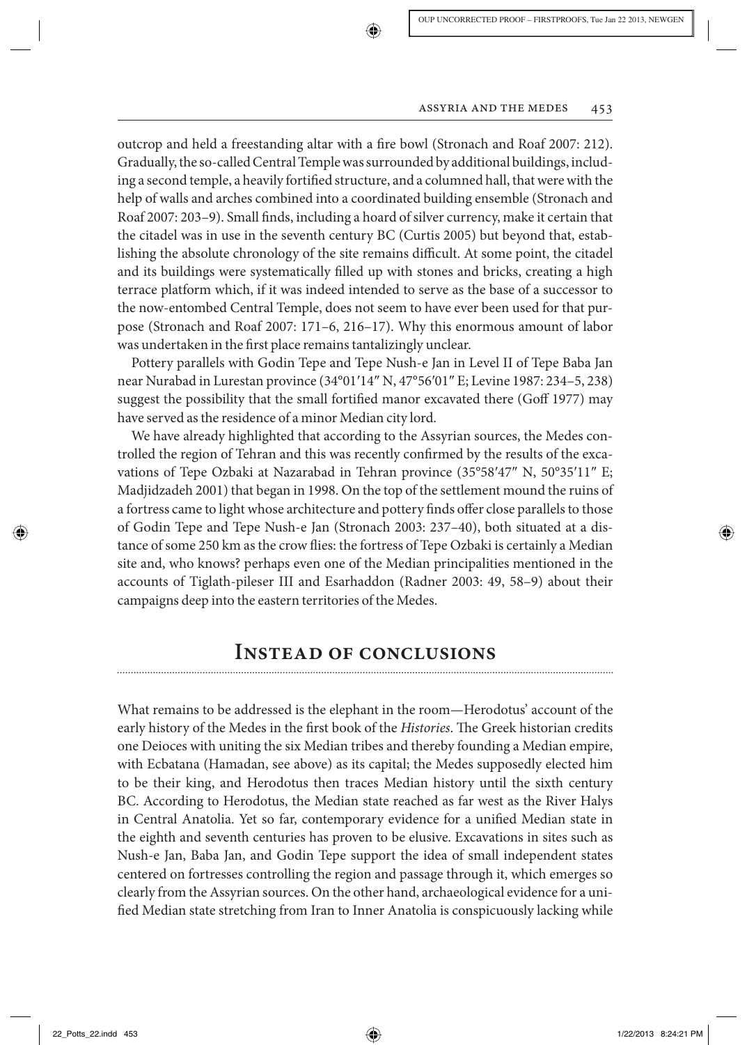outcrop and held a freestanding altar with a fire bowl (Stronach and Roaf 2007: 212). Gradually, the so-called Central Temple was surrounded by additional buildings, including a second temple, a heavily fortified structure, and a columned hall, that were with the help of walls and arches combined into a coordinated building ensemble (Stronach and Roaf 2007: 203–9). Small finds, including a hoard of silver currency, make it certain that the citadel was in use in the seventh century BC (Curtis 2005) but beyond that, establishing the absolute chronology of the site remains difficult. At some point, the citadel and its buildings were systematically filled up with stones and bricks, creating a high terrace platform which, if it was indeed intended to serve as the base of a successor to the now-entombed Central Temple, does not seem to have ever been used for that purpose (Stronach and Roaf 2007: 171–6, 216–17). Why this enormous amount of labor was undertaken in the first place remains tantalizingly unclear.

Pottery parallels with Godin Tepe and Tepe Nush-e Jan in Level II of Tepe Baba Jan near Nurabad in Lurestan province (34°01′14″ N, 47°56′01″ E; Levine 1987: 234–5, 238) suggest the possibility that the small fortified manor excavated there (Goff 1977) may have served as the residence of a minor Median city lord.

We have already highlighted that according to the Assyrian sources, the Medes controlled the region of Tehran and this was recently confirmed by the results of the excavations of Tepe Ozbaki at Nazarabad in Tehran province (35°58′47″ N, 50°35′11″ E; Madjidzadeh 2001) that began in 1998. On the top of the settlement mound the ruins of a fortress came to light whose architecture and pottery finds offer close parallels to those of Godin Tepe and Tepe Nush-e Jan (Stronach 2003: 237–40), both situated at a distance of some 250 km as the crow flies: the fortress of Tepe Ozbaki is certainly a Median site and, who knows? perhaps even one of the Median principalities mentioned in the accounts of Tiglath-pileser III and Esarhaddon (Radner 2003: 49, 58–9) about their campaigns deep into the eastern territories of the Medes.

## Instead of conclusions

What remains to be addressed is the elephant in the room—Herodotus' account of the early history of the Medes in the first book of the *Histories*. The Greek historian credits one Deioces with uniting the six Median tribes and thereby founding a Median empire, with Ecbatana (Hamadan, see above) as its capital; the Medes supposedly elected him to be their king, and Herodotus then traces Median history until the sixth century BC. According to Herodotus, the Median state reached as far west as the River Halys in Central Anatolia. Yet so far, contemporary evidence for a unified Median state in the eighth and seventh centuries has proven to be elusive. Excavations in sites such as Nush-e Jan, Baba Jan, and Godin Tepe support the idea of small independent states centered on fortresses controlling the region and passage through it, which emerges so clearly from the Assyrian sources. On the other hand, archaeological evidence for a unified Median state stretching from Iran to Inner Anatolia is conspicuously lacking while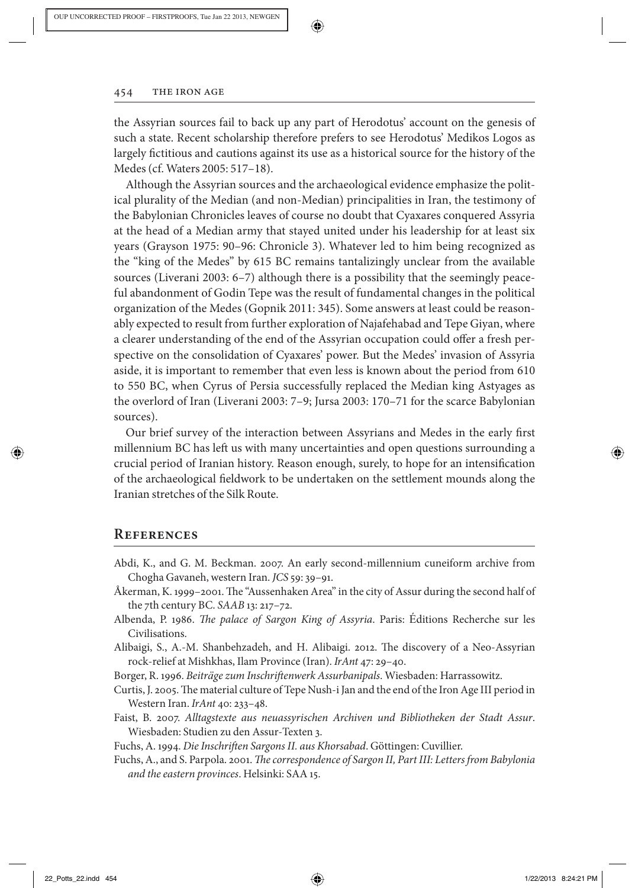the Assyrian sources fail to back up any part of Herodotus' account on the genesis of such a state. Recent scholarship therefore prefers to see Herodotus' Medikos Logos as largely fictitious and cautions against its use as a historical source for the history of the Medes (cf. Waters 2005: 517–18).

Although the Assyrian sources and the archaeological evidence emphasize the political plurality of the Median (and non-Median) principalities in Iran, the testimony of the Babylonian Chronicles leaves of course no doubt that Cyaxares conquered Assyria at the head of a Median army that stayed united under his leadership for at least six years (Grayson 1975: 90–96: Chronicle 3). Whatever led to him being recognized as the "king of the Medes" by 615 BC remains tantalizingly unclear from the available sources (Liverani 2003: 6–7) although there is a possibility that the seemingly peaceful abandonment of Godin Tepe was the result of fundamental changes in the political organization of the Medes (Gopnik 2011: 345). Some answers at least could be reasonably expected to result from further exploration of Najafehabad and Tepe Giyan, where a clearer understanding of the end of the Assyrian occupation could offer a fresh perspective on the consolidation of Cyaxares' power. But the Medes' invasion of Assyria aside, it is important to remember that even less is known about the period from 610 to 550 BC, when Cyrus of Persia successfully replaced the Median king Astyages as the overlord of Iran (Liverani 2003: 7–9; Jursa 2003: 170–71 for the scarce Babylonian sources).

Our brief survey of the interaction between Assyrians and Medes in the early first millennium BC has left us with many uncertainties and open questions surrounding a crucial period of Iranian history. Reason enough, surely, to hope for an intensification of the archaeological fieldwork to be undertaken on the settlement mounds along the Iranian stretches of the Silk Route.

## References

Abdi, K., and G. M. Beckman. 2007. An early second-millennium cuneiform archive from Chogha Gavaneh, western Iran. *JCS* 59: 39–91.

Åkerman, K. 1999–2001. The "Aussenhaken Area" in the city of Assur during the second half of the 7th century BC. *SAAB* 13: 217–72.

Albenda, P. 1986. *The palace of Sargon King of Assyria*. Paris: Éditions Recherche sur les Civilisations.

Alibaigi, S., A.-M. Shanbehzadeh, and H. Alibaigi. 2012. The discovery of a Neo-Assyrian rock-relief at Mishkhas, Ilam Province (Iran). *IrAnt* 47: 29–40.

Borger, R. 1996. *Beiträge zum Inschriftenwerk Assurbanipals*. Wiesbaden: Harrassowitz.

Curtis, J. 2005. The material culture of Tepe Nush-i Jan and the end of the Iron Age III period in Western Iran. *IrAnt* 40: 233–48.

Faist, B. 2007. *Alltagstexte aus neuassyrischen Archiven und Bibliotheken der Stadt Assur*. Wiesbaden: Studien zu den Assur-Texten 3.

Fuchs, A. 1994. *Die Inschriften Sargons II. aus Khorsabad*. Göttingen: Cuvillier.

Fuchs, A., and S. Parpola. 2001. *The correspondence of Sargon II, Part III: Letters from Babylonia and the eastern provinces*. Helsinki: SAA 15.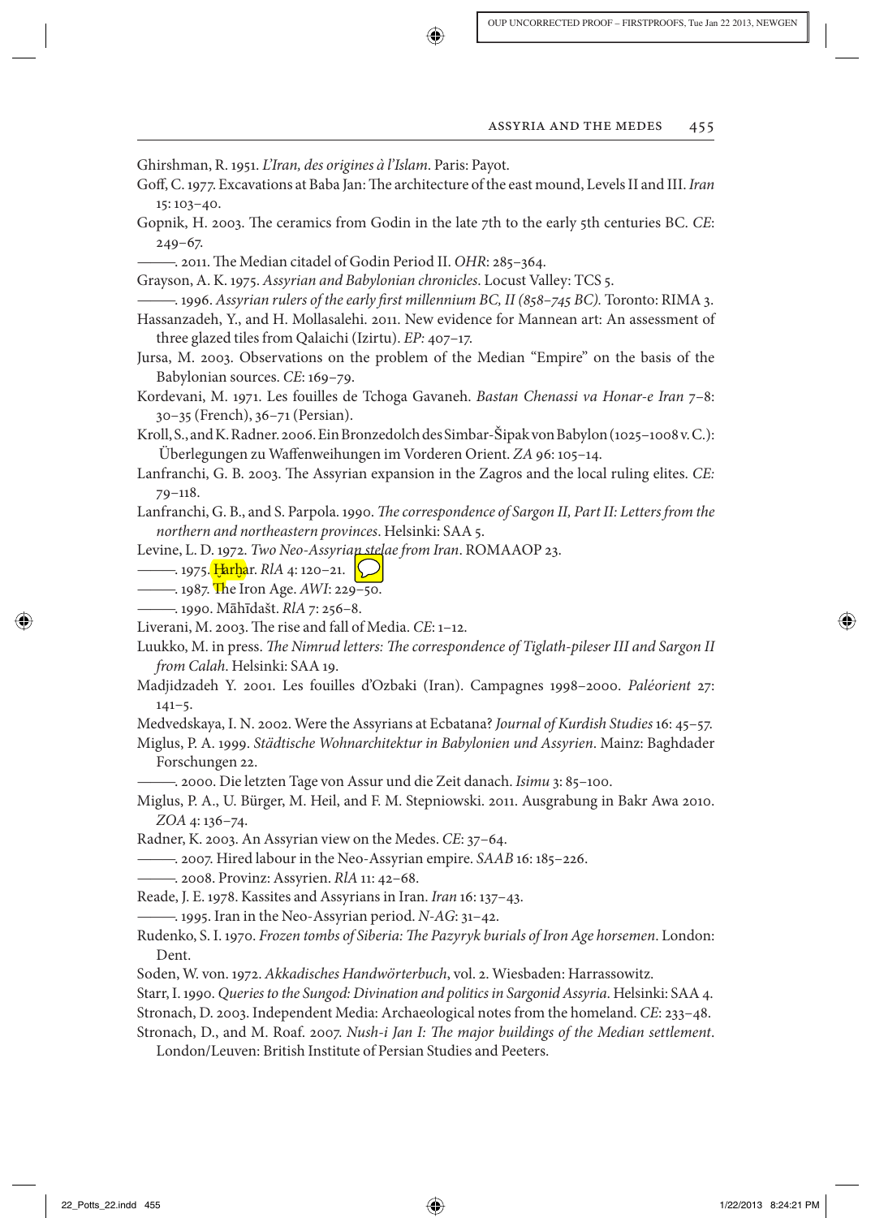Ghirshman, R. 1951. *L'Iran, des origines à l'Islam*. Paris: Payot.

Goff, C. 1977. Excavations at Baba Jan: The architecture of the east mound, Levels II and III. *Iran* 15: 103–40.

Gopnik, H. 2003. The ceramics from Godin in the late 7th to the early 5th centuries BC. *CE*: 249–67.

———. 2011. The Median citadel of Godin Period II. *OHR*: 285–364.

Grayson, A. K. 1975. *Assyrian and Babylonian chronicles*. Locust Valley: TCS 5.

———. 1996. *Assyrian rulers of the early first millennium BC, II (858–745 BC)*. Toronto: RIMA 3.

Hassanzadeh, Y., and H. Mollasalehi. 2011. New evidence for Mannean art: An assessment of three glazed tiles from Qalaichi (Izirtu). *EP*: 407–17.

Jursa, M. 2003. Observations on the problem of the Median "Empire" on the basis of the Babylonian sources. *CE*: 169–79.

Kordevani, M. 1971. Les fouilles de Tchoga Gavaneh. *Bastan Chenassi va Honar-e Iran* 7–8: 30–35 (French), 36–71 (Persian).

Kroll, S., and K. Radner. 2006. Ein Bronzedolch des Simbar-Šipak von Babylon (1025–1008 v. C.): Überlegungen zu Waffenweihungen im Vorderen Orient. *ZA* 96: 105–14.

Lanfranchi, G. B. 2003. The Assyrian expansion in the Zagros and the local ruling elites. *CE*: 79–118.

Lanfranchi, G. B., and S. Parpola. 1990. *The correspondence of Sargon II, Part II: Letters from the northern and northeastern provinces*. Helsinki: SAA 5.

Levine, L. D. 1972. *Two Neo-Assyrian stelae from Iran*. ROMAAOP 23.

———. 1975. Ḫarḫar. *RlA* 4: 120–21.

———. 1987. The Iron Age. *AWI*: 229–50.

———. 1990. Māhīdašt. *RlA* 7: 256–8.

Liverani, M. 2003. The rise and fall of Media. *CE*: 1–12.

Luukko, M. in press. *The Nimrud letters: The correspondence of Tiglath-pileser III and Sargon II from Calah*. Helsinki: SAA 19.

Madjidzadeh Y. 2001. Les fouilles d'Ozbaki (Iran). Campagnes 1998–2000. *Paléorient* 27: 141–5.

Medvedskaya, I. N. 2002. Were the Assyrians at Ecbatana? *Journal of Kurdish Studies* 16: 45–57.

Miglus, P. A. 1999. *Städtische Wohnarchitektur in Babylonien und Assyrien*. Mainz: Baghdader Forschungen 22.

———. 2000. Die letzten Tage von Assur und die Zeit danach. *Isimu* 3: 85–100.

Miglus, P. A., U. Bürger, M. Heil, and F. M. Stepniowski. 2011. Ausgrabung in Bakr Awa 2010. *ZOA* 4: 136–74.

Radner, K. 2003. An Assyrian view on the Medes. *CE*: 37–64.

———. 2007. Hired labour in the Neo-Assyrian empire. *SAAB* 16: 185–226.

———. 2008. Provinz: Assyrien. *RlA* 11: 42–68.

Reade, J. E. 1978. Kassites and Assyrians in Iran. *Iran* 16: 137–43.

———. 1995. Iran in the Neo-Assyrian period. *N-AG*: 31–42.

Rudenko, S. I. 1970. *Frozen tombs of Siberia: The Pazyryk burials of Iron Age horsemen*. London: Dent.

Soden, W. von. 1972. *Akkadisches Handwörterbuch*, vol. 2. Wiesbaden: Harrassowitz.

Starr, I. 1990. *Queries to the Sungod: Divination and politics in Sargonid Assyria*. Helsinki: SAA 4.

Stronach, D. 2003. Independent Media: Archaeological notes from the homeland. *CE*: 233–48.

Stronach, D., and M. Roaf. 2007. *Nush-i Jan I: The major buildings of the Median settlement*. London/Leuven: British Institute of Persian Studies and Peeters.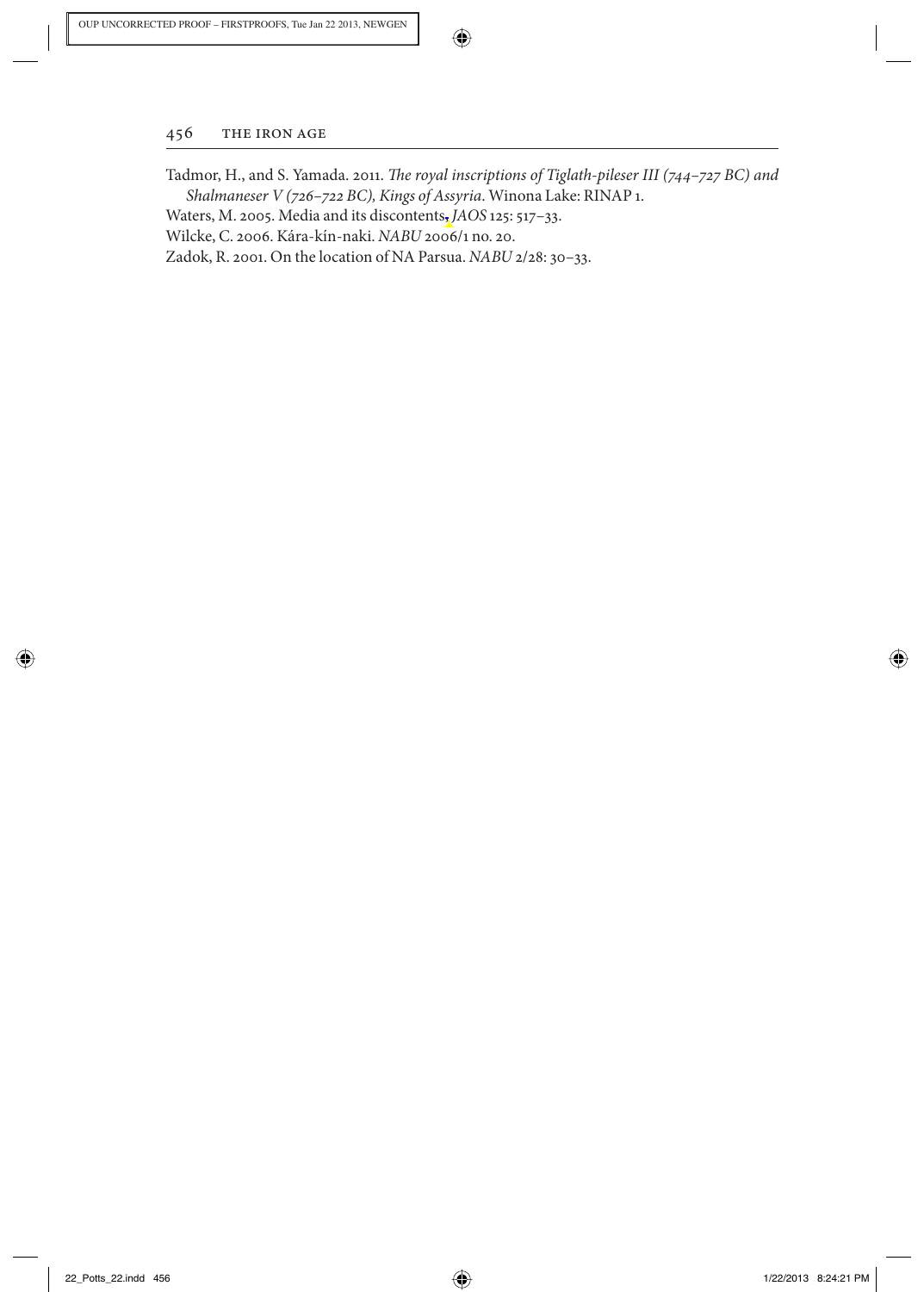Tadmor, H., and S. Yamada. 2011. *The royal inscriptions of Tiglath-pileser III (744–727 BC) and Shalmaneser V (726–722 BC), Kings of Assyria*. Winona Lake: RINAP 1.

Waters, M. 2005. Media and its discontents. *JAOS* 125: 517–33.

Wilcke, C. 2006. Kára-kín-naki. *NABU* 2006/1 no. 20.

Zadok, R. 2001. On the location of NA Parsua. *NABU* 2/28: 30–33.